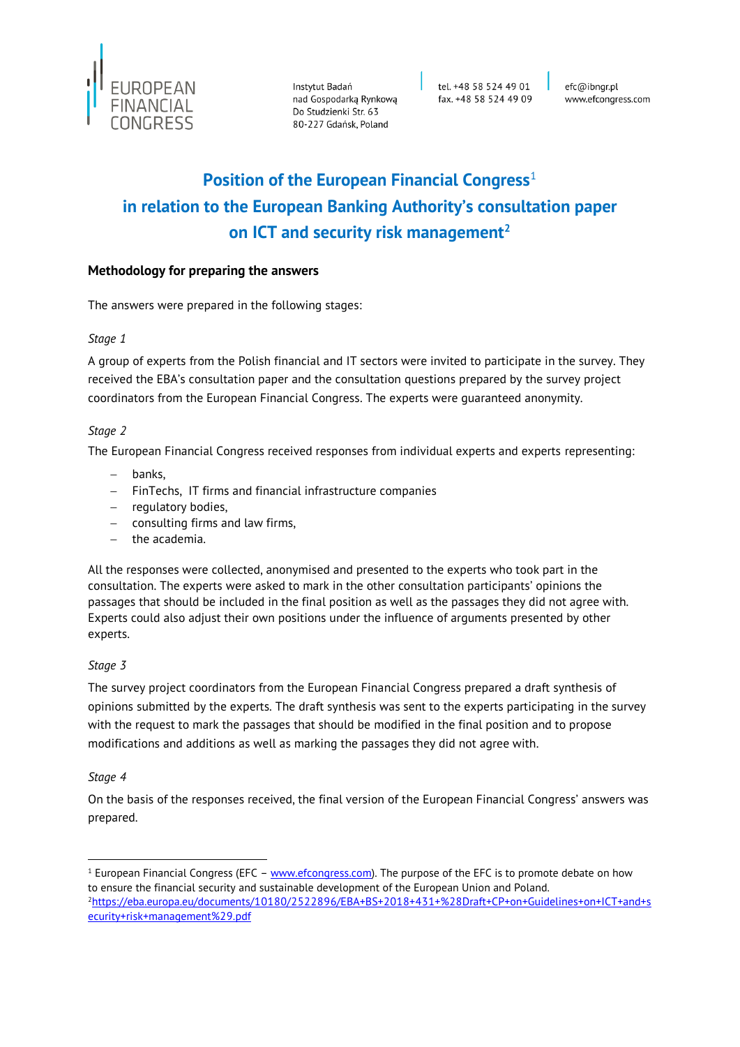EUROPEAN FINANCIAL CONGRESS

Instytut Badań nad Gospodarką Rynkową
Do Studzienki Str. 63
80-227 Gdańsk, Poland

tel. +48 58 524 49 01
fax. +48 58 524 49 09

efc@ibngr.pl
www.efcongress.com

# Position of the European Financial Congress[1] in relation to the European Banking Authority's consultation paper on ICT and security risk management[2]

## Methodology for preparing the answers

The answers were prepared in the following stages:

*Stage 1*

A group of experts from the Polish financial and IT sectors were invited to participate in the survey. They received the EBA's consultation paper and the consultation questions prepared by the survey project coordinators from the European Financial Congress. The experts were guaranteed anonymity.

*Stage 2*

The European Financial Congress received responses from individual experts and experts representing:

- banks,
- FinTechs, IT firms and financial infrastructure companies
- regulatory bodies,
- consulting firms and law firms,
- the academia.

All the responses were collected, anonymised and presented to the experts who took part in the consultation. The experts were asked to mark in the other consultation participants' opinions the passages that should be included in the final position as well as the passages they did not agree with. Experts could also adjust their own positions under the influence of arguments presented by other experts.

*Stage 3*

The survey project coordinators from the European Financial Congress prepared a draft synthesis of opinions submitted by the experts. The draft synthesis was sent to the experts participating in the survey with the request to mark the passages that should be modified in the final position and to propose modifications and additions as well as marking the passages they did not agree with.

*Stage 4*

On the basis of the responses received, the final version of the European Financial Congress' answers was prepared.

---

[1] European Financial Congress (EFC – www.efcongress.com). The purpose of the EFC is to promote debate on how to ensure the financial security and sustainable development of the European Union and Poland.

[2] https://eba.europa.eu/documents/10180/2522896/EBA+BS+2018+431+%28Draft+CP+on+Guidelines+on+ICT+and+security+risk+management%29.pdf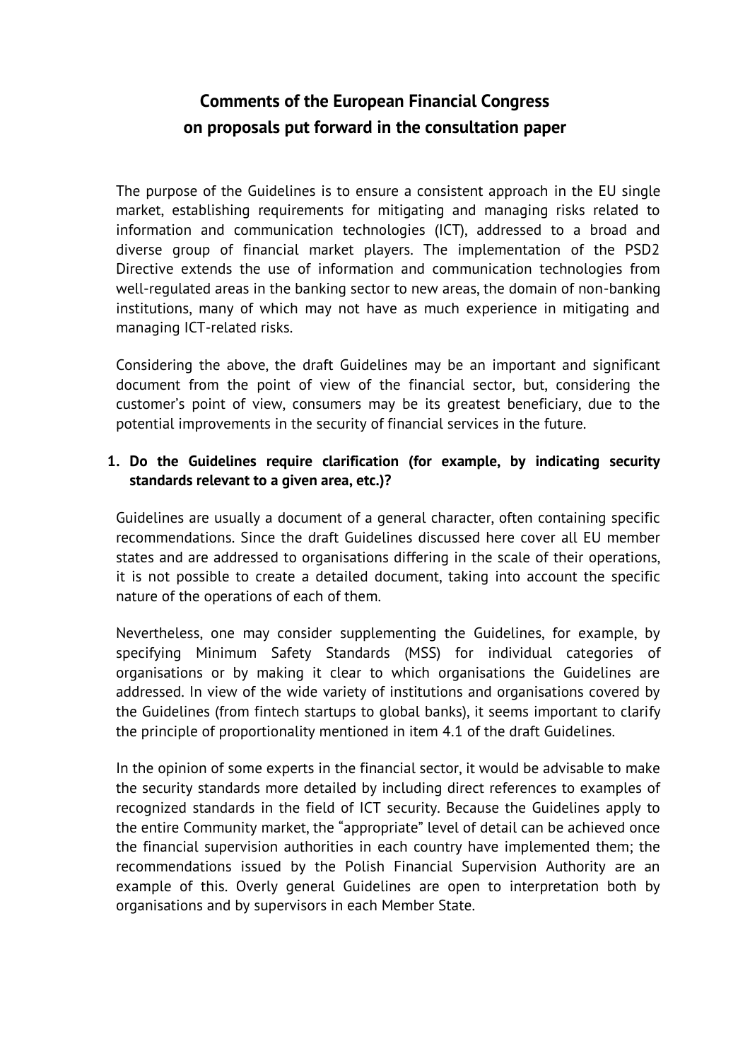# Comments of the European Financial Congress on proposals put forward in the consultation paper

The purpose of the Guidelines is to ensure a consistent approach in the EU single market, establishing requirements for mitigating and managing risks related to information and communication technologies (ICT), addressed to a broad and diverse group of financial market players. The implementation of the PSD2 Directive extends the use of information and communication technologies from well-regulated areas in the banking sector to new areas, the domain of non-banking institutions, many of which may not have as much experience in mitigating and managing ICT-related risks.

Considering the above, the draft Guidelines may be an important and significant document from the point of view of the financial sector, but, considering the customer's point of view, consumers may be its greatest beneficiary, due to the potential improvements in the security of financial services in the future.

1. **Do the Guidelines require clarification (for example, by indicating security standards relevant to a given area, etc.)?**

Guidelines are usually a document of a general character, often containing specific recommendations. Since the draft Guidelines discussed here cover all EU member states and are addressed to organisations differing in the scale of their operations, it is not possible to create a detailed document, taking into account the specific nature of the operations of each of them.

Nevertheless, one may consider supplementing the Guidelines, for example, by specifying Minimum Safety Standards (MSS) for individual categories of organisations or by making it clear to which organisations the Guidelines are addressed. In view of the wide variety of institutions and organisations covered by the Guidelines (from fintech startups to global banks), it seems important to clarify the principle of proportionality mentioned in item 4.1 of the draft Guidelines.

In the opinion of some experts in the financial sector, it would be advisable to make the security standards more detailed by including direct references to examples of recognized standards in the field of ICT security. Because the Guidelines apply to the entire Community market, the "appropriate" level of detail can be achieved once the financial supervision authorities in each country have implemented them; the recommendations issued by the Polish Financial Supervision Authority are an example of this. Overly general Guidelines are open to interpretation both by organisations and by supervisors in each Member State.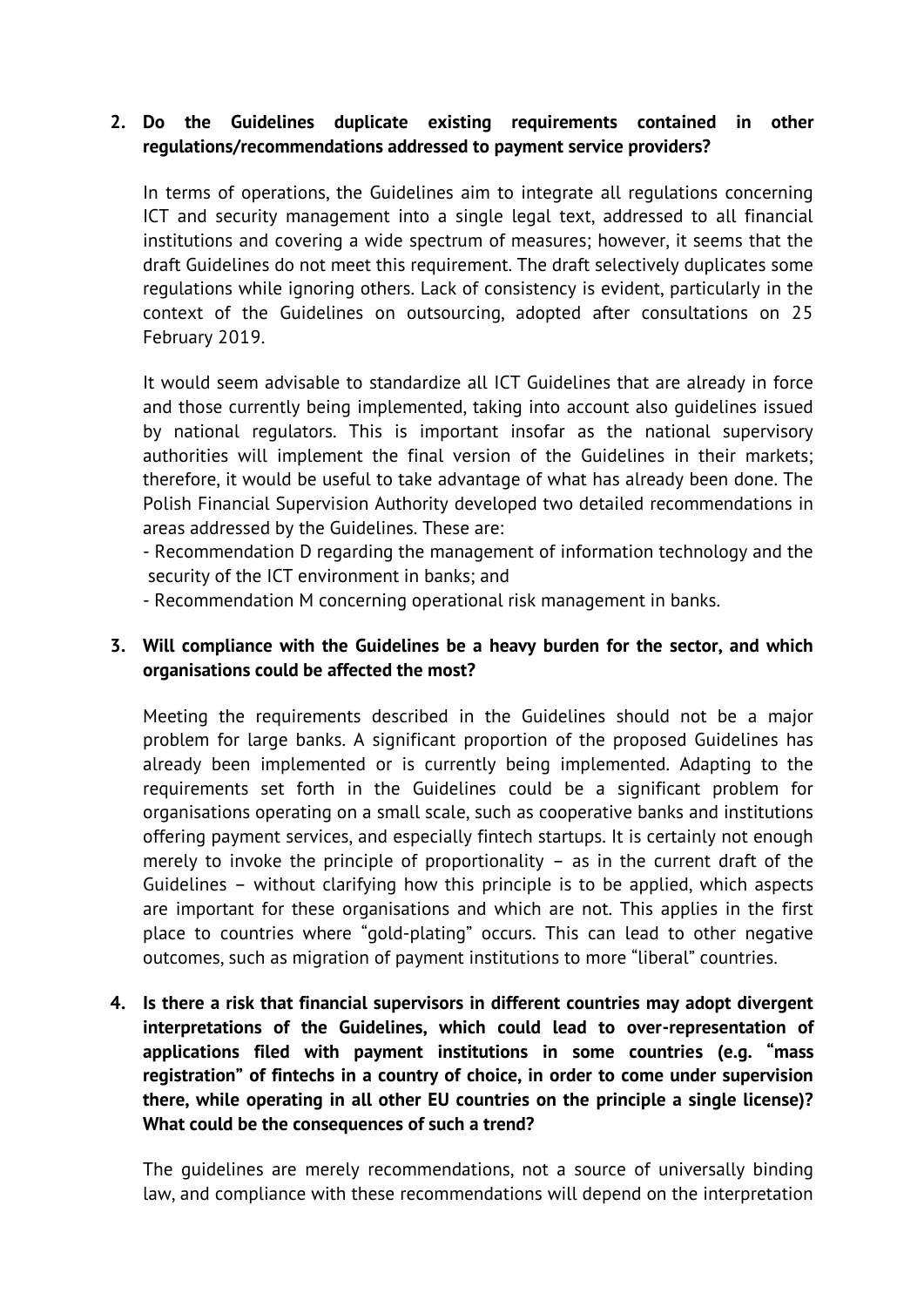2. **Do the Guidelines duplicate existing requirements contained in other regulations/recommendations addressed to payment service providers?**

   In terms of operations, the Guidelines aim to integrate all regulations concerning ICT and security management into a single legal text, addressed to all financial institutions and covering a wide spectrum of measures; however, it seems that the draft Guidelines do not meet this requirement. The draft selectively duplicates some regulations while ignoring others. Lack of consistency is evident, particularly in the context of the Guidelines on outsourcing, adopted after consultations on 25 February 2019.

   It would seem advisable to standardize all ICT Guidelines that are already in force and those currently being implemented, taking into account also guidelines issued by national regulators. This is important insofar as the national supervisory authorities will implement the final version of the Guidelines in their markets; therefore, it would be useful to take advantage of what has already been done. The Polish Financial Supervision Authority developed two detailed recommendations in areas addressed by the Guidelines. These are:

   - Recommendation D regarding the management of information technology and the security of the ICT environment in banks; and
   - Recommendation M concerning operational risk management in banks.

3. **Will compliance with the Guidelines be a heavy burden for the sector, and which organisations could be affected the most?**

   Meeting the requirements described in the Guidelines should not be a major problem for large banks. A significant proportion of the proposed Guidelines has already been implemented or is currently being implemented. Adapting to the requirements set forth in the Guidelines could be a significant problem for organisations operating on a small scale, such as cooperative banks and institutions offering payment services, and especially fintech startups. It is certainly not enough merely to invoke the principle of proportionality – as in the current draft of the Guidelines – without clarifying how this principle is to be applied, which aspects are important for these organisations and which are not. This applies in the first place to countries where "gold-plating" occurs. This can lead to other negative outcomes, such as migration of payment institutions to more "liberal" countries.

4. **Is there a risk that financial supervisors in different countries may adopt divergent interpretations of the Guidelines, which could lead to over-representation of applications filed with payment institutions in some countries (e.g. "mass registration" of fintechs in a country of choice, in order to come under supervision there, while operating in all other EU countries on the principle a single license)? What could be the consequences of such a trend?**

   The guidelines are merely recommendations, not a source of universally binding law, and compliance with these recommendations will depend on the interpretation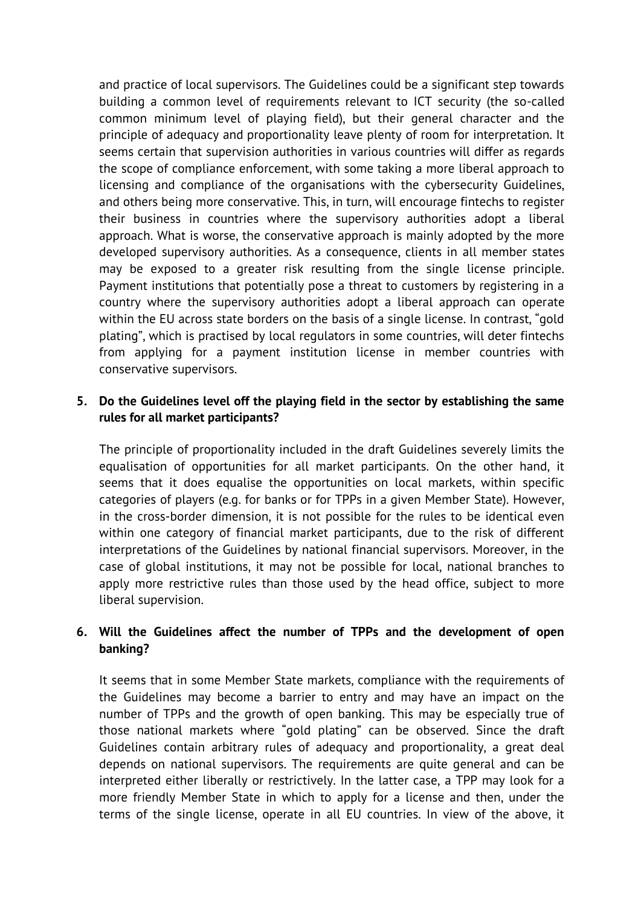and practice of local supervisors. The Guidelines could be a significant step towards building a common level of requirements relevant to ICT security (the so-called common minimum level of playing field), but their general character and the principle of adequacy and proportionality leave plenty of room for interpretation. It seems certain that supervision authorities in various countries will differ as regards the scope of compliance enforcement, with some taking a more liberal approach to licensing and compliance of the organisations with the cybersecurity Guidelines, and others being more conservative. This, in turn, will encourage fintechs to register their business in countries where the supervisory authorities adopt a liberal approach. What is worse, the conservative approach is mainly adopted by the more developed supervisory authorities. As a consequence, clients in all member states may be exposed to a greater risk resulting from the single license principle. Payment institutions that potentially pose a threat to customers by registering in a country where the supervisory authorities adopt a liberal approach can operate within the EU across state borders on the basis of a single license. In contrast, "gold plating", which is practised by local regulators in some countries, will deter fintechs from applying for a payment institution license in member countries with conservative supervisors.

5. **Do the Guidelines level off the playing field in the sector by establishing the same rules for all market participants?**

   The principle of proportionality included in the draft Guidelines severely limits the equalisation of opportunities for all market participants. On the other hand, it seems that it does equalise the opportunities on local markets, within specific categories of players (e.g. for banks or for TPPs in a given Member State). However, in the cross-border dimension, it is not possible for the rules to be identical even within one category of financial market participants, due to the risk of different interpretations of the Guidelines by national financial supervisors. Moreover, in the case of global institutions, it may not be possible for local, national branches to apply more restrictive rules than those used by the head office, subject to more liberal supervision.

6. **Will the Guidelines affect the number of TPPs and the development of open banking?**

   It seems that in some Member State markets, compliance with the requirements of the Guidelines may become a barrier to entry and may have an impact on the number of TPPs and the growth of open banking. This may be especially true of those national markets where "gold plating" can be observed. Since the draft Guidelines contain arbitrary rules of adequacy and proportionality, a great deal depends on national supervisors. The requirements are quite general and can be interpreted either liberally or restrictively. In the latter case, a TPP may look for a more friendly Member State in which to apply for a license and then, under the terms of the single license, operate in all EU countries. In view of the above, it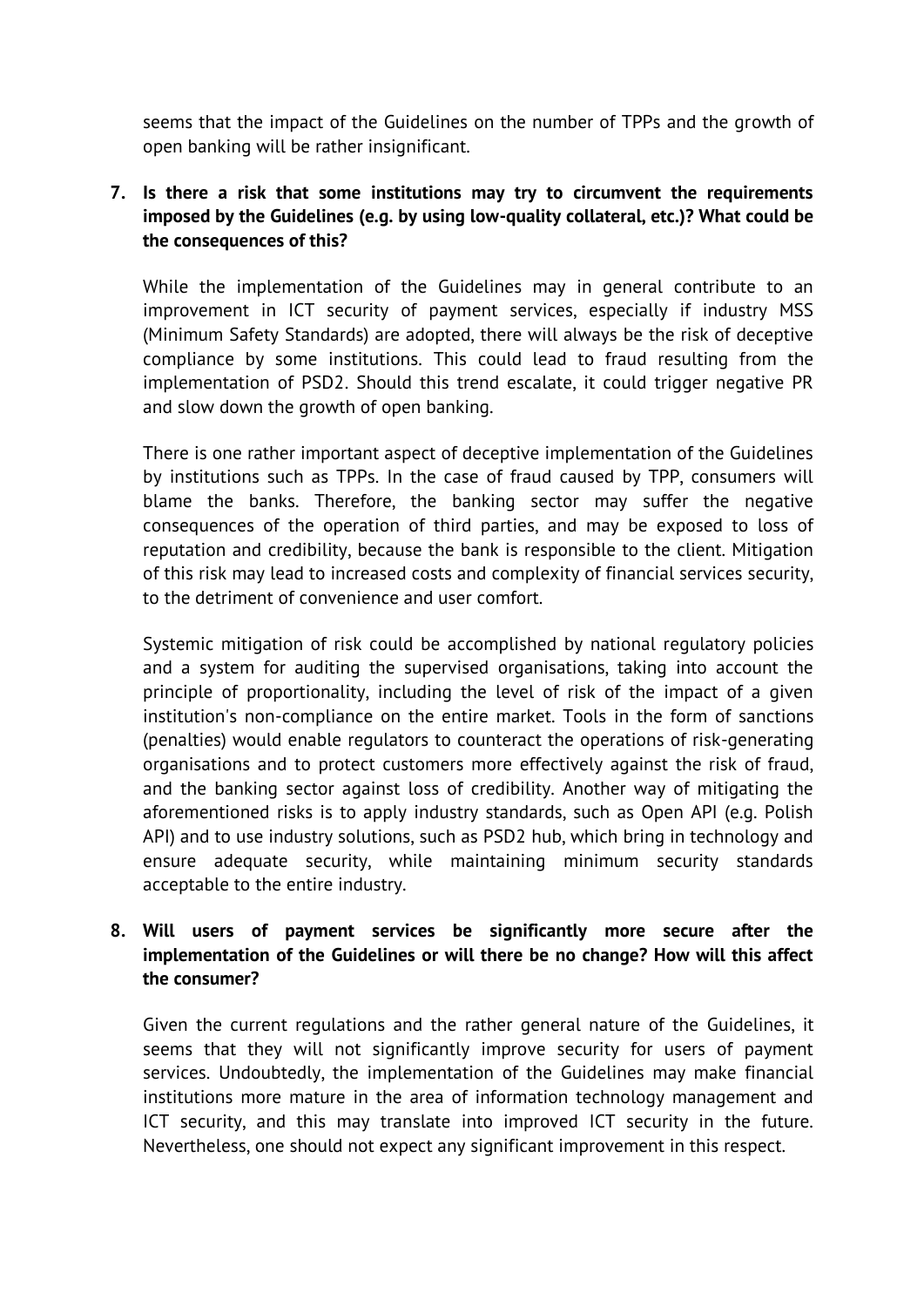seems that the impact of the Guidelines on the number of TPPs and the growth of open banking will be rather insignificant.

7. **Is there a risk that some institutions may try to circumvent the requirements imposed by the Guidelines (e.g. by using low-quality collateral, etc.)? What could be the consequences of this?**

   While the implementation of the Guidelines may in general contribute to an improvement in ICT security of payment services, especially if industry MSS (Minimum Safety Standards) are adopted, there will always be the risk of deceptive compliance by some institutions. This could lead to fraud resulting from the implementation of PSD2. Should this trend escalate, it could trigger negative PR and slow down the growth of open banking.

   There is one rather important aspect of deceptive implementation of the Guidelines by institutions such as TPPs. In the case of fraud caused by TPP, consumers will blame the banks. Therefore, the banking sector may suffer the negative consequences of the operation of third parties, and may be exposed to loss of reputation and credibility, because the bank is responsible to the client. Mitigation of this risk may lead to increased costs and complexity of financial services security, to the detriment of convenience and user comfort.

   Systemic mitigation of risk could be accomplished by national regulatory policies and a system for auditing the supervised organisations, taking into account the principle of proportionality, including the level of risk of the impact of a given institution's non-compliance on the entire market. Tools in the form of sanctions (penalties) would enable regulators to counteract the operations of risk-generating organisations and to protect customers more effectively against the risk of fraud, and the banking sector against loss of credibility. Another way of mitigating the aforementioned risks is to apply industry standards, such as Open API (e.g. Polish API) and to use industry solutions, such as PSD2 hub, which bring in technology and ensure adequate security, while maintaining minimum security standards acceptable to the entire industry.

8. **Will users of payment services be significantly more secure after the implementation of the Guidelines or will there be no change? How will this affect the consumer?**

   Given the current regulations and the rather general nature of the Guidelines, it seems that they will not significantly improve security for users of payment services. Undoubtedly, the implementation of the Guidelines may make financial institutions more mature in the area of information technology management and ICT security, and this may translate into improved ICT security in the future. Nevertheless, one should not expect any significant improvement in this respect.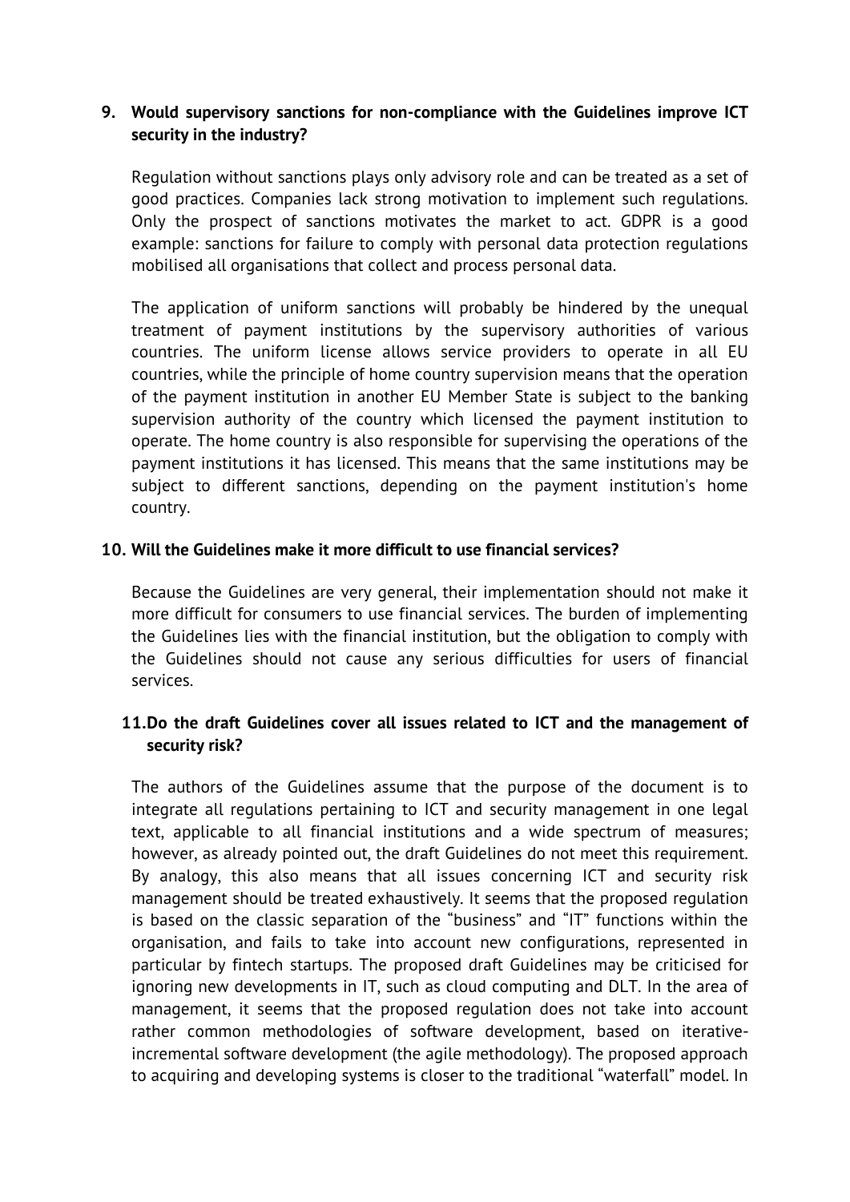**9. Would supervisory sanctions for non-compliance with the Guidelines improve ICT security in the industry?**

Regulation without sanctions plays only advisory role and can be treated as a set of good practices. Companies lack strong motivation to implement such regulations. Only the prospect of sanctions motivates the market to act. GDPR is a good example: sanctions for failure to comply with personal data protection regulations mobilised all organisations that collect and process personal data.

The application of uniform sanctions will probably be hindered by the unequal treatment of payment institutions by the supervisory authorities of various countries. The uniform license allows service providers to operate in all EU countries, while the principle of home country supervision means that the operation of the payment institution in another EU Member State is subject to the banking supervision authority of the country which licensed the payment institution to operate. The home country is also responsible for supervising the operations of the payment institutions it has licensed. This means that the same institutions may be subject to different sanctions, depending on the payment institution's home country.

**10. Will the Guidelines make it more difficult to use financial services?**

Because the Guidelines are very general, their implementation should not make it more difficult for consumers to use financial services. The burden of implementing the Guidelines lies with the financial institution, but the obligation to comply with the Guidelines should not cause any serious difficulties for users of financial services.

**11. Do the draft Guidelines cover all issues related to ICT and the management of security risk?**

The authors of the Guidelines assume that the purpose of the document is to integrate all regulations pertaining to ICT and security management in one legal text, applicable to all financial institutions and a wide spectrum of measures; however, as already pointed out, the draft Guidelines do not meet this requirement. By analogy, this also means that all issues concerning ICT and security risk management should be treated exhaustively. It seems that the proposed regulation is based on the classic separation of the "business" and "IT" functions within the organisation, and fails to take into account new configurations, represented in particular by fintech startups. The proposed draft Guidelines may be criticised for ignoring new developments in IT, such as cloud computing and DLT. In the area of management, it seems that the proposed regulation does not take into account rather common methodologies of software development, based on iterative-incremental software development (the agile methodology). The proposed approach to acquiring and developing systems is closer to the traditional "waterfall" model. In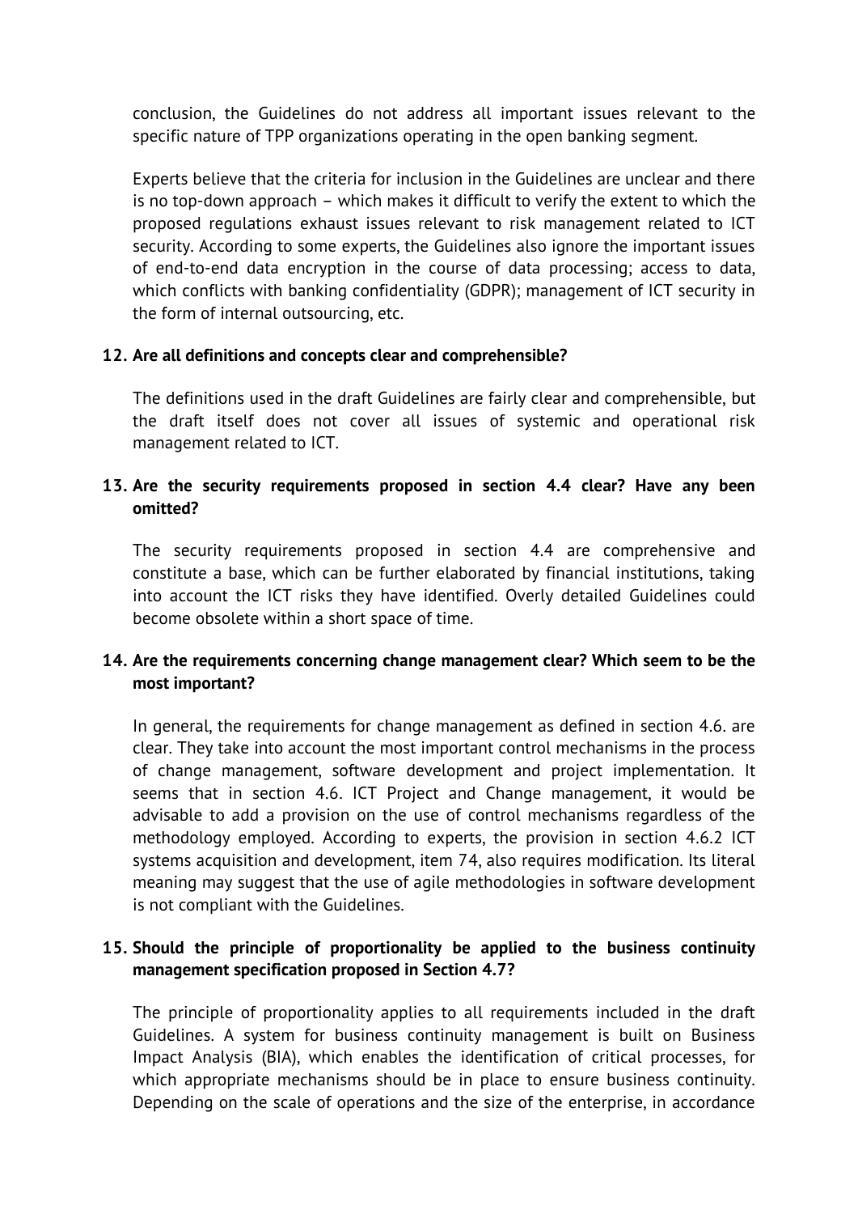conclusion, the Guidelines do not address all important issues relevant to the specific nature of TPP organizations operating in the open banking segment.

Experts believe that the criteria for inclusion in the Guidelines are unclear and there is no top-down approach – which makes it difficult to verify the extent to which the proposed regulations exhaust issues relevant to risk management related to ICT security. According to some experts, the Guidelines also ignore the important issues of end-to-end data encryption in the course of data processing; access to data, which conflicts with banking confidentiality (GDPR); management of ICT security in the form of internal outsourcing, etc.

**12. Are all definitions and concepts clear and comprehensible?**

The definitions used in the draft Guidelines are fairly clear and comprehensible, but the draft itself does not cover all issues of systemic and operational risk management related to ICT.

**13. Are the security requirements proposed in section 4.4 clear? Have any been omitted?**

The security requirements proposed in section 4.4 are comprehensive and constitute a base, which can be further elaborated by financial institutions, taking into account the ICT risks they have identified. Overly detailed Guidelines could become obsolete within a short space of time.

**14. Are the requirements concerning change management clear? Which seem to be the most important?**

In general, the requirements for change management as defined in section 4.6. are clear. They take into account the most important control mechanisms in the process of change management, software development and project implementation. It seems that in section 4.6. ICT Project and Change management, it would be advisable to add a provision on the use of control mechanisms regardless of the methodology employed. According to experts, the provision in section 4.6.2 ICT systems acquisition and development, item 74, also requires modification. Its literal meaning may suggest that the use of agile methodologies in software development is not compliant with the Guidelines.

**15. Should the principle of proportionality be applied to the business continuity management specification proposed in Section 4.7?**

The principle of proportionality applies to all requirements included in the draft Guidelines. A system for business continuity management is built on Business Impact Analysis (BIA), which enables the identification of critical processes, for which appropriate mechanisms should be in place to ensure business continuity. Depending on the scale of operations and the size of the enterprise, in accordance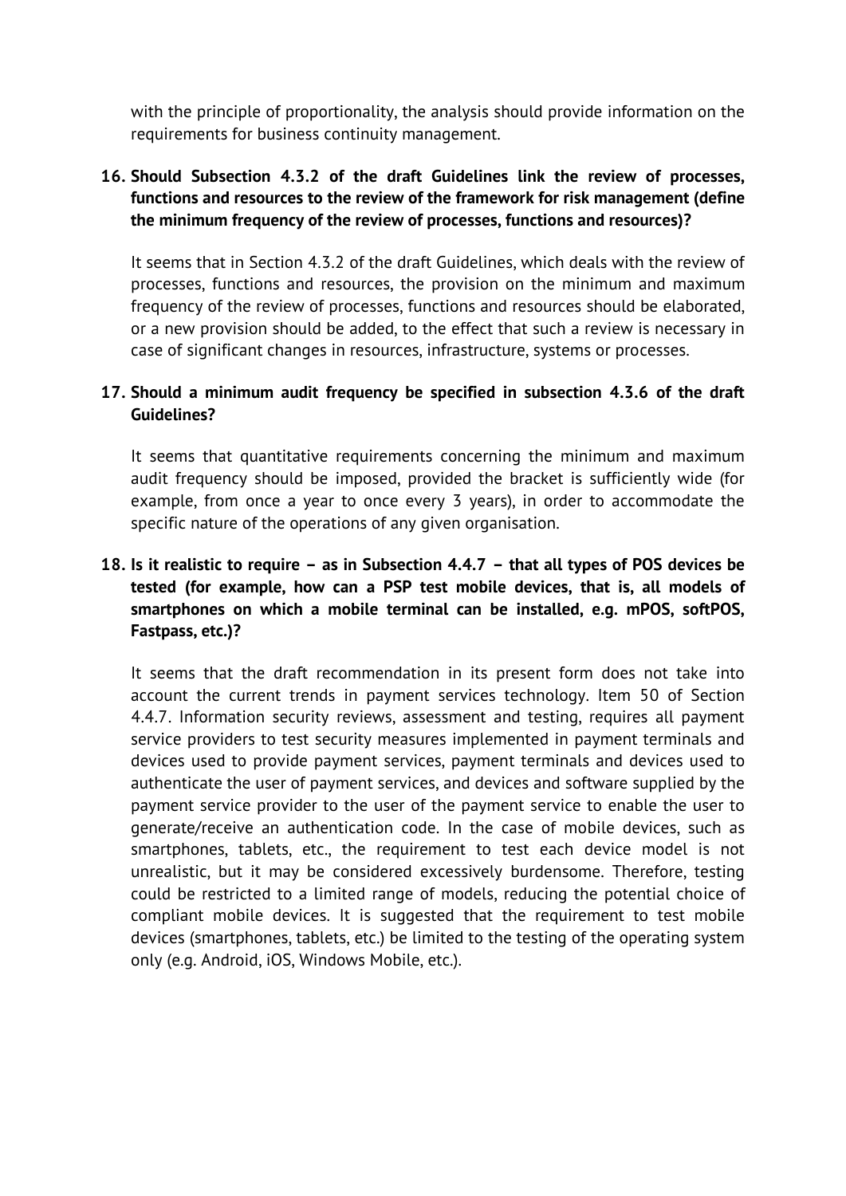with the principle of proportionality, the analysis should provide information on the requirements for business continuity management.

**16. Should Subsection 4.3.2 of the draft Guidelines link the review of processes, functions and resources to the review of the framework for risk management (define the minimum frequency of the review of processes, functions and resources)?**

It seems that in Section 4.3.2 of the draft Guidelines, which deals with the review of processes, functions and resources, the provision on the minimum and maximum frequency of the review of processes, functions and resources should be elaborated, or a new provision should be added, to the effect that such a review is necessary in case of significant changes in resources, infrastructure, systems or processes.

**17. Should a minimum audit frequency be specified in subsection 4.3.6 of the draft Guidelines?**

It seems that quantitative requirements concerning the minimum and maximum audit frequency should be imposed, provided the bracket is sufficiently wide (for example, from once a year to once every 3 years), in order to accommodate the specific nature of the operations of any given organisation.

**18. Is it realistic to require – as in Subsection 4.4.7 – that all types of POS devices be tested (for example, how can a PSP test mobile devices, that is, all models of smartphones on which a mobile terminal can be installed, e.g. mPOS, softPOS, Fastpass, etc.)?**

It seems that the draft recommendation in its present form does not take into account the current trends in payment services technology. Item 50 of Section 4.4.7. Information security reviews, assessment and testing, requires all payment service providers to test security measures implemented in payment terminals and devices used to provide payment services, payment terminals and devices used to authenticate the user of payment services, and devices and software supplied by the payment service provider to the user of the payment service to enable the user to generate/receive an authentication code. In the case of mobile devices, such as smartphones, tablets, etc., the requirement to test each device model is not unrealistic, but it may be considered excessively burdensome. Therefore, testing could be restricted to a limited range of models, reducing the potential choice of compliant mobile devices. It is suggested that the requirement to test mobile devices (smartphones, tablets, etc.) be limited to the testing of the operating system only (e.g. Android, iOS, Windows Mobile, etc.).